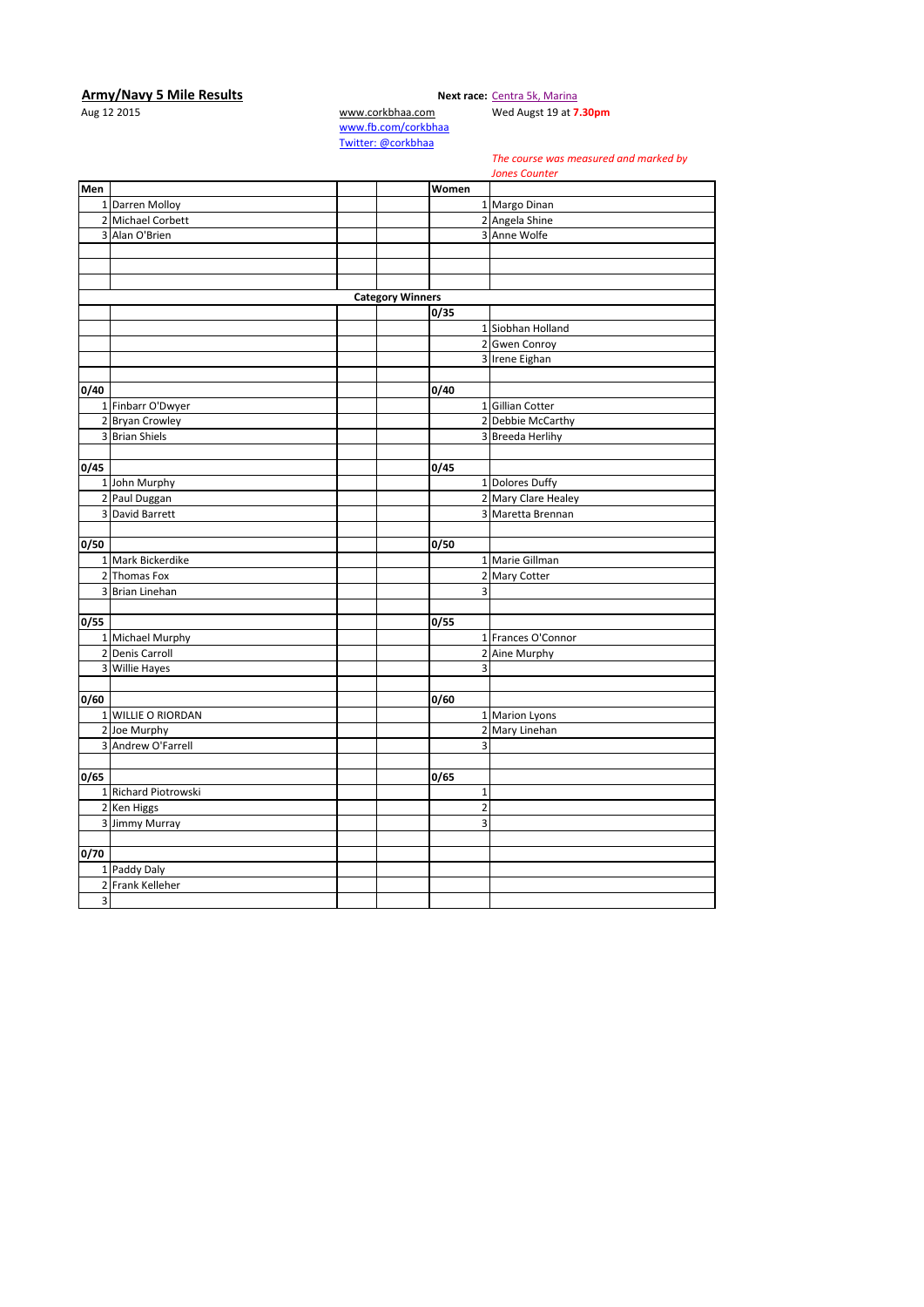**Army/Navy 5 Mile Results**

Aug 12 2015

www.corkbhaa.com
www.fb.com/corkbhaa
Twitter: @corkbhaa

**Next race:** Centra 5k, Marina
Wed Augst 19 at **7.30pm**

*The course was measured and marked by Jones Counter*

| Men | | | | Women | |
|---|---|---|---|---|---|
| 1 | Darren Molloy | | | 1 | Margo Dinan |
| 2 | Michael Corbett | | | 2 | Angela Shine |
| 3 | Alan O'Brien | | | 3 | Anne Wolfe |
| | | | | | |
| | | | | | |
| | | | | | |
| | | **Category Winners** | | | |
| | | | | **0/35** | |
| | | | | 1 | Siobhan Holland |
| | | | | 2 | Gwen Conroy |
| | | | | 3 | Irene Eighan |
| | | | | | |
| **0/40** | | | | **0/40** | |
| 1 | Finbarr O'Dwyer | | | 1 | Gillian Cotter |
| 2 | Bryan Crowley | | | 2 | Debbie McCarthy |
| 3 | Brian Shiels | | | 3 | Breeda Herlihy |
| | | | | | |
| **0/45** | | | | **0/45** | |
| 1 | John Murphy | | | 1 | Dolores Duffy |
| 2 | Paul Duggan | | | 2 | Mary Clare Healey |
| 3 | David Barrett | | | 3 | Maretta Brennan |
| | | | | | |
| **0/50** | | | | **0/50** | |
| 1 | Mark Bickerdike | | | 1 | Marie Gillman |
| 2 | Thomas Fox | | | 2 | Mary Cotter |
| 3 | Brian Linehan | | | 3 | |
| | | | | | |
| **0/55** | | | | **0/55** | |
| 1 | Michael Murphy | | | 1 | Frances O'Connor |
| 2 | Denis Carroll | | | 2 | Aine Murphy |
| 3 | Willie Hayes | | | 3 | |
| | | | | | |
| **0/60** | | | | **0/60** | |
| 1 | WILLIE O RIORDAN | | | 1 | Marion Lyons |
| 2 | Joe Murphy | | | 2 | Mary Linehan |
| 3 | Andrew O'Farrell | | | 3 | |
| | | | | | |
| **0/65** | | | | **0/65** | |
| 1 | Richard Piotrowski | | | 1 | |
| 2 | Ken Higgs | | | 2 | |
| 3 | Jimmy Murray | | | 3 | |
| | | | | | |
| **0/70** | | | | | |
| 1 | Paddy Daly | | | | |
| 2 | Frank Kelleher | | | | |
| 3 | | | | | |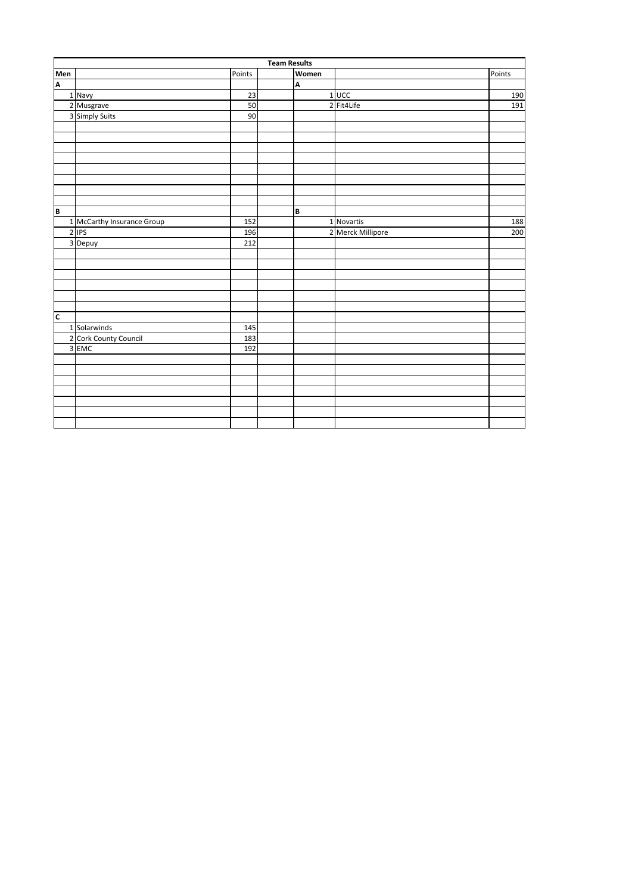| Team Results | | | | | | |
|---|---|---|---|---|---|---|
| Men | | Points | | Women | | Points |
| A | | | | A | | |
| 1 | Navy | 23 | | 1 | UCC | 190 |
| 2 | Musgrave | 50 | | 2 | Fit4Life | 191 |
| 3 | Simply Suits | 90 | | | | |
| B | | | | B | | |
| 1 | McCarthy Insurance Group | 152 | | 1 | Novartis | 188 |
| 2 | IPS | 196 | | 2 | Merck Millipore | 200 |
| 3 | Depuy | 212 | | | | |
| C | | | | | | |
| 1 | Solarwinds | 145 | | | | |
| 2 | Cork County Council | 183 | | | | |
| 3 | EMC | 192 | | | | |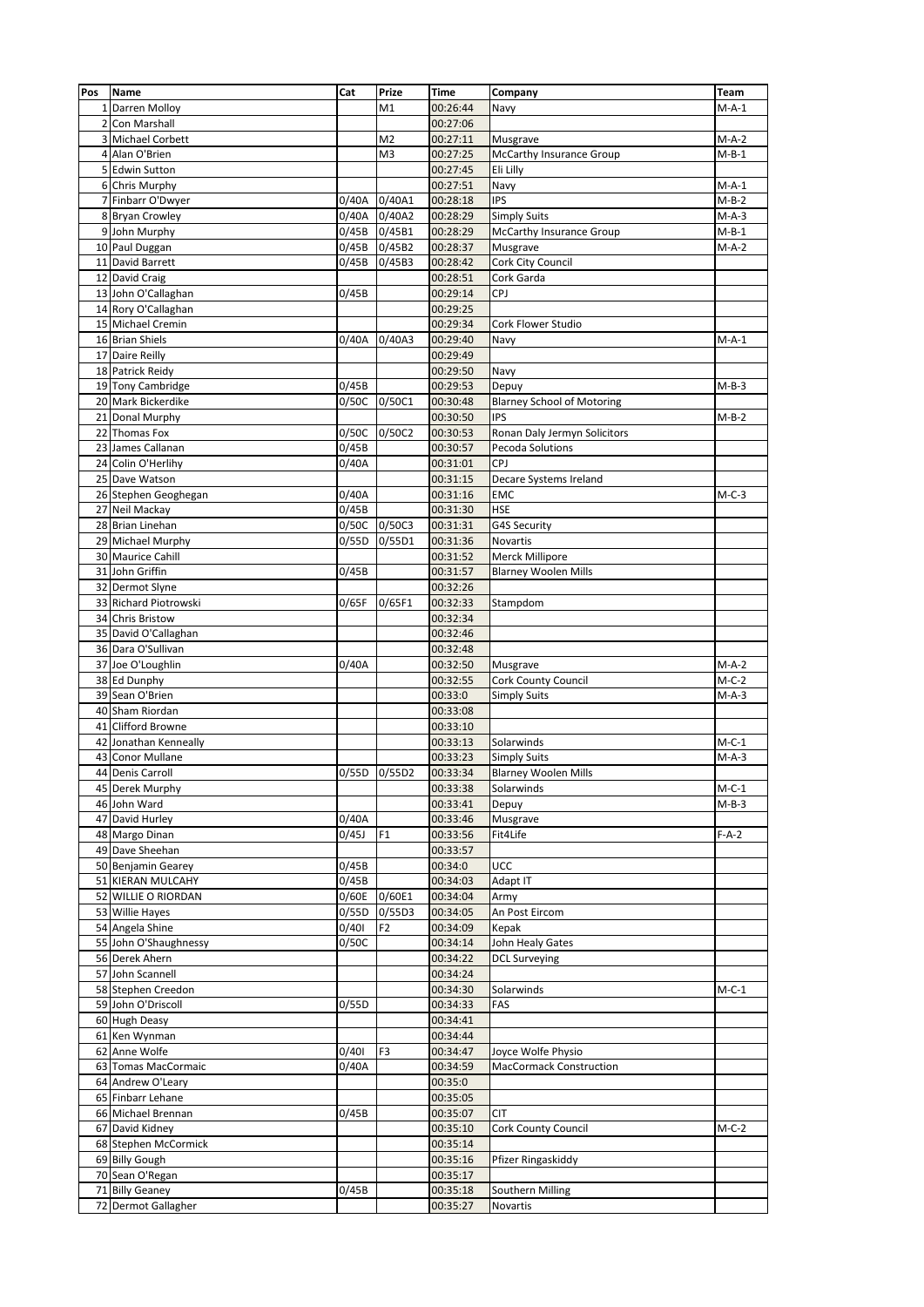| Pos | Name | Cat | Prize | Time | Company | Team |
|---|---|---|---|---|---|---|
| 1 | Darren Molloy | | M1 | 00:26:44 | Navy | M-A-1 |
| 2 | Con Marshall | | | 00:27:06 | | |
| 3 | Michael Corbett | | M2 | 00:27:11 | Musgrave | M-A-2 |
| 4 | Alan O'Brien | | M3 | 00:27:25 | McCarthy Insurance Group | M-B-1 |
| 5 | Edwin Sutton | | | 00:27:45 | Eli Lilly | |
| 6 | Chris Murphy | | | 00:27:51 | Navy | M-A-1 |
| 7 | Finbarr O'Dwyer | 0/40A | 0/40A1 | 00:28:18 | IPS | M-B-2 |
| 8 | Bryan Crowley | 0/40A | 0/40A2 | 00:28:29 | Simply Suits | M-A-3 |
| 9 | John Murphy | 0/45B | 0/45B1 | 00:28:29 | McCarthy Insurance Group | M-B-1 |
| 10 | Paul Duggan | 0/45B | 0/45B2 | 00:28:37 | Musgrave | M-A-2 |
| 11 | David Barrett | 0/45B | 0/45B3 | 00:28:42 | Cork City Council | |
| 12 | David Craig | | | 00:28:51 | Cork Garda | |
| 13 | John O'Callaghan | 0/45B | | 00:29:14 | CPJ | |
| 14 | Rory O'Callaghan | | | 00:29:25 | | |
| 15 | Michael Cremin | | | 00:29:34 | Cork Flower Studio | |
| 16 | Brian Shiels | 0/40A | 0/40A3 | 00:29:40 | Navy | M-A-1 |
| 17 | Daire Reilly | | | 00:29:49 | | |
| 18 | Patrick Reidy | | | 00:29:50 | Navy | |
| 19 | Tony Cambridge | 0/45B | | 00:29:53 | Depuy | M-B-3 |
| 20 | Mark Bickerdike | 0/50C | 0/50C1 | 00:30:48 | Blarney School of Motoring | |
| 21 | Donal Murphy | | | 00:30:50 | IPS | M-B-2 |
| 22 | Thomas Fox | 0/50C | 0/50C2 | 00:30:53 | Ronan Daly Jermyn Solicitors | |
| 23 | James Callanan | 0/45B | | 00:30:57 | Pecoda Solutions | |
| 24 | Colin O'Herlihy | 0/40A | | 00:31:01 | CPJ | |
| 25 | Dave Watson | | | 00:31:15 | Decare Systems Ireland | |
| 26 | Stephen Geoghegan | 0/40A | | 00:31:16 | EMC | M-C-3 |
| 27 | Neil Mackay | 0/45B | | 00:31:30 | HSE | |
| 28 | Brian Linehan | 0/50C | 0/50C3 | 00:31:31 | G4S Security | |
| 29 | Michael Murphy | 0/55D | 0/55D1 | 00:31:36 | Novartis | |
| 30 | Maurice Cahill | | | 00:31:52 | Merck Millipore | |
| 31 | John Griffin | 0/45B | | 00:31:57 | Blarney Woolen Mills | |
| 32 | Dermot Slyne | | | 00:32:26 | | |
| 33 | Richard Piotrowski | 0/65F | 0/65F1 | 00:32:33 | Stampdom | |
| 34 | Chris Bristow | | | 00:32:34 | | |
| 35 | David O'Callaghan | | | 00:32:46 | | |
| 36 | Dara O'Sullivan | | | 00:32:48 | | |
| 37 | Joe O'Loughlin | 0/40A | | 00:32:50 | Musgrave | M-A-2 |
| 38 | Ed Dunphy | | | 00:32:55 | Cork County Council | M-C-2 |
| 39 | Sean O'Brien | | | 00:33:0 | Simply Suits | M-A-3 |
| 40 | Sham Riordan | | | 00:33:08 | | |
| 41 | Clifford Browne | | | 00:33:10 | | |
| 42 | Jonathan Kenneally | | | 00:33:13 | Solarwinds | M-C-1 |
| 43 | Conor Mullane | | | 00:33:23 | Simply Suits | M-A-3 |
| 44 | Denis Carroll | 0/55D | 0/55D2 | 00:33:34 | Blarney Woolen Mills | |
| 45 | Derek Murphy | | | 00:33:38 | Solarwinds | M-C-1 |
| 46 | John Ward | | | 00:33:41 | Depuy | M-B-3 |
| 47 | David Hurley | 0/40A | | 00:33:46 | Musgrave | |
| 48 | Margo Dinan | 0/45J | F1 | 00:33:56 | Fit4Life | F-A-2 |
| 49 | Dave Sheehan | | | 00:33:57 | | |
| 50 | Benjamin Gearey | 0/45B | | 00:34:0 | UCC | |
| 51 | KIERAN MULCAHY | 0/45B | | 00:34:03 | Adapt IT | |
| 52 | WILLIE O RIORDAN | 0/60E | 0/60E1 | 00:34:04 | Army | |
| 53 | Willie Hayes | 0/55D | 0/55D3 | 00:34:05 | An Post Eircom | |
| 54 | Angela Shine | 0/40I | F2 | 00:34:09 | Kepak | |
| 55 | John O'Shaughnessy | 0/50C | | 00:34:14 | John Healy Gates | |
| 56 | Derek Ahern | | | 00:34:22 | DCL Surveying | |
| 57 | John Scannell | | | 00:34:24 | | |
| 58 | Stephen Creedon | | | 00:34:30 | Solarwinds | M-C-1 |
| 59 | John O'Driscoll | 0/55D | | 00:34:33 | FAS | |
| 60 | Hugh Deasy | | | 00:34:41 | | |
| 61 | Ken Wynman | | | 00:34:44 | | |
| 62 | Anne Wolfe | 0/40I | F3 | 00:34:47 | Joyce Wolfe Physio | |
| 63 | Tomas MacCormaic | 0/40A | | 00:34:59 | MacCormack Construction | |
| 64 | Andrew O'Leary | | | 00:35:0 | | |
| 65 | Finbarr Lehane | | | 00:35:05 | | |
| 66 | Michael Brennan | 0/45B | | 00:35:07 | CIT | |
| 67 | David Kidney | | | 00:35:10 | Cork County Council | M-C-2 |
| 68 | Stephen McCormick | | | 00:35:14 | | |
| 69 | Billy Gough | | | 00:35:16 | Pfizer Ringaskiddy | |
| 70 | Sean O'Regan | | | 00:35:17 | | |
| 71 | Billy Geaney | 0/45B | | 00:35:18 | Southern Milling | |
| 72 | Dermot Gallagher | | | 00:35:27 | Novartis | |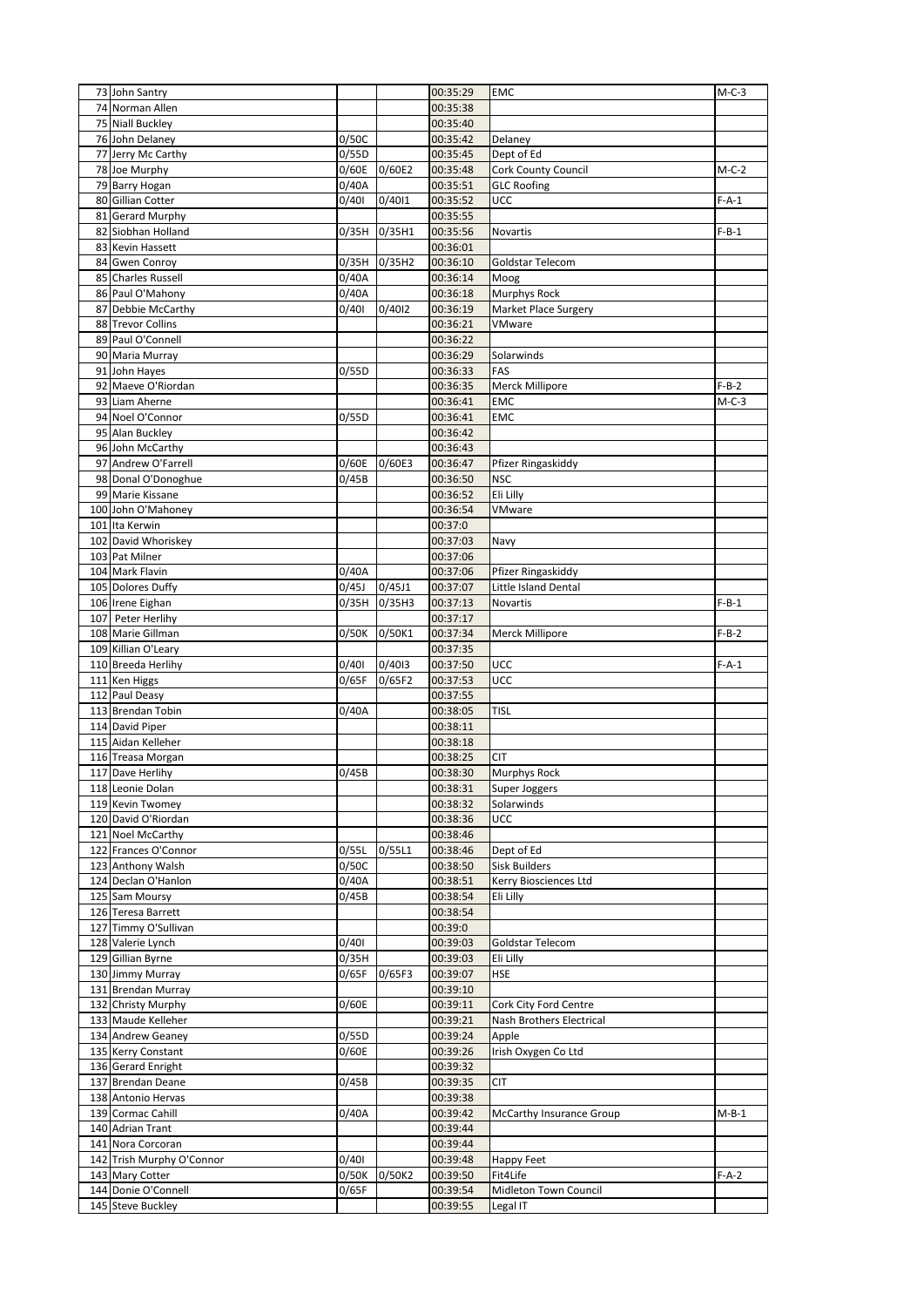| | | | | | | |
|---|---|---|---|---|---|---|
| 73 | John Santry | | | 00:35:29 | EMC | M-C-3 |
| 74 | Norman Allen | | | 00:35:38 | | |
| 75 | Niall Buckley | | | 00:35:40 | | |
| 76 | John Delaney | 0/50C | | 00:35:42 | Delaney | |
| 77 | Jerry Mc Carthy | 0/55D | | 00:35:45 | Dept of Ed | |
| 78 | Joe Murphy | 0/60E | 0/60E2 | 00:35:48 | Cork County Council | M-C-2 |
| 79 | Barry Hogan | 0/40A | | 00:35:51 | GLC Roofing | |
| 80 | Gillian Cotter | 0/40I | 0/40I1 | 00:35:52 | UCC | F-A-1 |
| 81 | Gerard Murphy | | | 00:35:55 | | |
| 82 | Siobhan Holland | 0/35H | 0/35H1 | 00:35:56 | Novartis | F-B-1 |
| 83 | Kevin Hassett | | | 00:36:01 | | |
| 84 | Gwen Conroy | 0/35H | 0/35H2 | 00:36:10 | Goldstar Telecom | |
| 85 | Charles Russell | 0/40A | | 00:36:14 | Moog | |
| 86 | Paul O'Mahony | 0/40A | | 00:36:18 | Murphys Rock | |
| 87 | Debbie McCarthy | 0/40I | 0/40I2 | 00:36:19 | Market Place Surgery | |
| 88 | Trevor Collins | | | 00:36:21 | VMware | |
| 89 | Paul O'Connell | | | 00:36:22 | | |
| 90 | Maria Murray | | | 00:36:29 | Solarwinds | |
| 91 | John Hayes | 0/55D | | 00:36:33 | FAS | |
| 92 | Maeve O'Riordan | | | 00:36:35 | Merck Millipore | F-B-2 |
| 93 | Liam Aherne | | | 00:36:41 | EMC | M-C-3 |
| 94 | Noel O'Connor | 0/55D | | 00:36:41 | EMC | |
| 95 | Alan Buckley | | | 00:36:42 | | |
| 96 | John McCarthy | | | 00:36:43 | | |
| 97 | Andrew O'Farrell | 0/60E | 0/60E3 | 00:36:47 | Pfizer Ringaskiddy | |
| 98 | Donal O'Donoghue | 0/45B | | 00:36:50 | NSC | |
| 99 | Marie Kissane | | | 00:36:52 | Eli Lilly | |
| 100 | John O'Mahoney | | | 00:36:54 | VMware | |
| 101 | Ita Kerwin | | | 00:37:0 | | |
| 102 | David Whoriskey | | | 00:37:03 | Navy | |
| 103 | Pat Milner | | | 00:37:06 | | |
| 104 | Mark Flavin | 0/40A | | 00:37:06 | Pfizer Ringaskiddy | |
| 105 | Dolores Duffy | 0/45J | 0/45J1 | 00:37:07 | Little Island Dental | |
| 106 | Irene Eighan | 0/35H | 0/35H3 | 00:37:13 | Novartis | F-B-1 |
| 107 | Peter Herlihy | | | 00:37:17 | | |
| 108 | Marie Gillman | 0/50K | 0/50K1 | 00:37:34 | Merck Millipore | F-B-2 |
| 109 | Killian O'Leary | | | 00:37:35 | | |
| 110 | Breeda Herlihy | 0/40I | 0/40I3 | 00:37:50 | UCC | F-A-1 |
| 111 | Ken Higgs | 0/65F | 0/65F2 | 00:37:53 | UCC | |
| 112 | Paul Deasy | | | 00:37:55 | | |
| 113 | Brendan Tobin | 0/40A | | 00:38:05 | TISL | |
| 114 | David Piper | | | 00:38:11 | | |
| 115 | Aidan Kelleher | | | 00:38:18 | | |
| 116 | Treasa Morgan | | | 00:38:25 | CIT | |
| 117 | Dave Herlihy | 0/45B | | 00:38:30 | Murphys Rock | |
| 118 | Leonie Dolan | | | 00:38:31 | Super Joggers | |
| 119 | Kevin Twomey | | | 00:38:32 | Solarwinds | |
| 120 | David O'Riordan | | | 00:38:36 | UCC | |
| 121 | Noel McCarthy | | | 00:38:46 | | |
| 122 | Frances O'Connor | 0/55L | 0/55L1 | 00:38:46 | Dept of Ed | |
| 123 | Anthony Walsh | 0/50C | | 00:38:50 | Sisk Builders | |
| 124 | Declan O'Hanlon | 0/40A | | 00:38:51 | Kerry Biosciences Ltd | |
| 125 | Sam Moursy | 0/45B | | 00:38:54 | Eli Lilly | |
| 126 | Teresa Barrett | | | 00:38:54 | | |
| 127 | Timmy O'Sullivan | | | 00:39:0 | | |
| 128 | Valerie Lynch | 0/40I | | 00:39:03 | Goldstar Telecom | |
| 129 | Gillian Byrne | 0/35H | | 00:39:03 | Eli Lilly | |
| 130 | Jimmy Murray | 0/65F | 0/65F3 | 00:39:07 | HSE | |
| 131 | Brendan Murray | | | 00:39:10 | | |
| 132 | Christy Murphy | 0/60E | | 00:39:11 | Cork City Ford Centre | |
| 133 | Maude Kelleher | | | 00:39:21 | Nash Brothers Electrical | |
| 134 | Andrew Geaney | 0/55D | | 00:39:24 | Apple | |
| 135 | Kerry Constant | 0/60E | | 00:39:26 | Irish Oxygen Co Ltd | |
| 136 | Gerard Enright | | | 00:39:32 | | |
| 137 | Brendan Deane | 0/45B | | 00:39:35 | CIT | |
| 138 | Antonio Hervas | | | 00:39:38 | | |
| 139 | Cormac Cahill | 0/40A | | 00:39:42 | McCarthy Insurance Group | M-B-1 |
| 140 | Adrian Trant | | | 00:39:44 | | |
| 141 | Nora Corcoran | | | 00:39:44 | | |
| 142 | Trish Murphy O'Connor | 0/40I | | 00:39:48 | Happy Feet | |
| 143 | Mary Cotter | 0/50K | 0/50K2 | 00:39:50 | Fit4Life | F-A-2 |
| 144 | Donie O'Connell | 0/65F | | 00:39:54 | Midleton Town Council | |
| 145 | Steve Buckley | | | 00:39:55 | Legal IT | |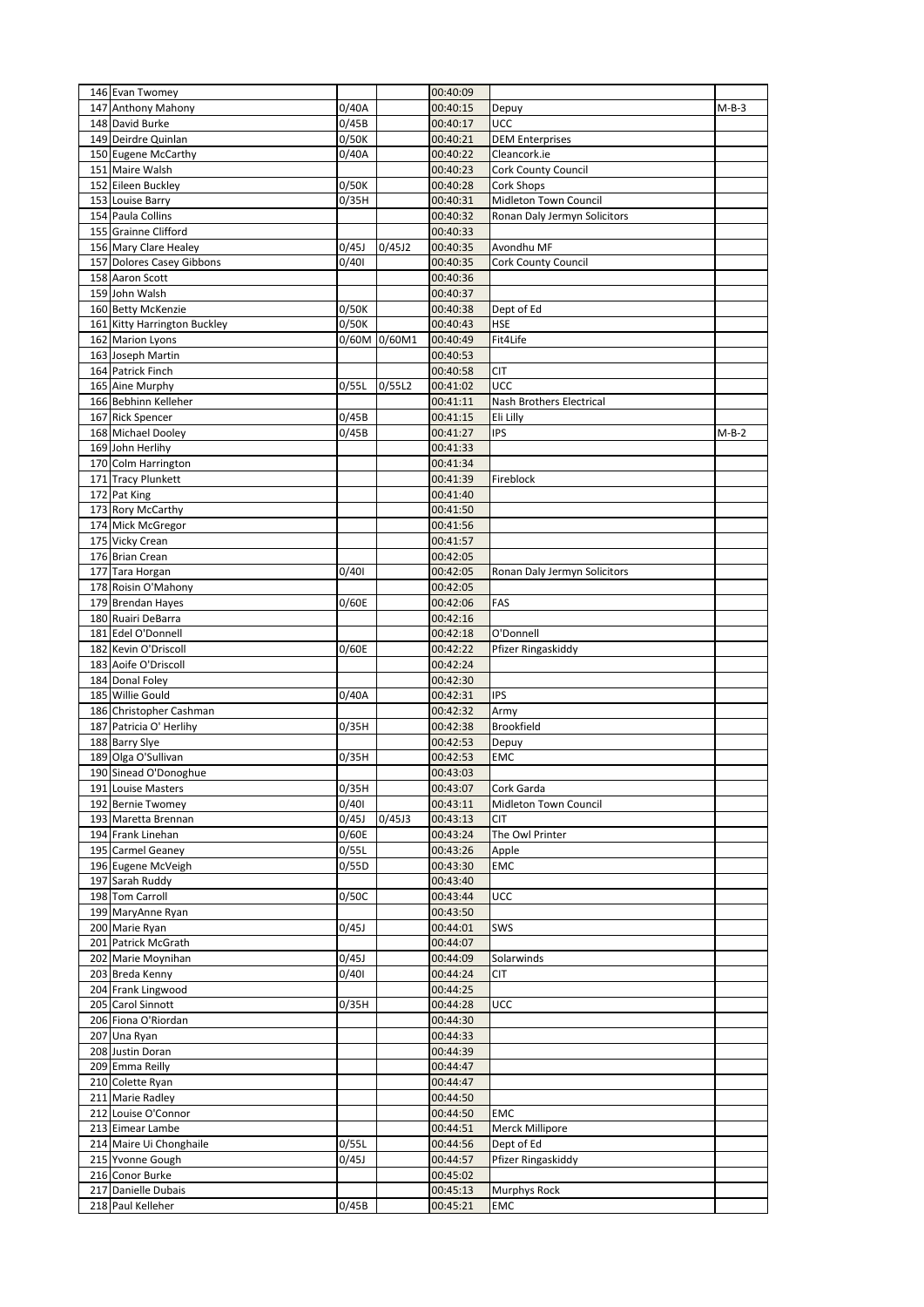| | | | | | | |
|---|---|---|---|---|---|---|
| 146 | Evan Twomey | | | 00:40:09 | | |
| 147 | Anthony Mahony | 0/40A | | 00:40:15 | Depuy | M-B-3 |
| 148 | David Burke | 0/45B | | 00:40:17 | UCC | |
| 149 | Deirdre Quinlan | 0/50K | | 00:40:21 | DEM Enterprises | |
| 150 | Eugene McCarthy | 0/40A | | 00:40:22 | Cleancork.ie | |
| 151 | Maire Walsh | | | 00:40:23 | Cork County Council | |
| 152 | Eileen Buckley | 0/50K | | 00:40:28 | Cork Shops | |
| 153 | Louise Barry | 0/35H | | 00:40:31 | Midleton Town Council | |
| 154 | Paula Collins | | | 00:40:32 | Ronan Daly Jermyn Solicitors | |
| 155 | Grainne Clifford | | | 00:40:33 | | |
| 156 | Mary Clare Healey | 0/45J | 0/45J2 | 00:40:35 | Avondhu MF | |
| 157 | Dolores Casey Gibbons | 0/40I | | 00:40:35 | Cork County Council | |
| 158 | Aaron Scott | | | 00:40:36 | | |
| 159 | John Walsh | | | 00:40:37 | | |
| 160 | Betty McKenzie | 0/50K | | 00:40:38 | Dept of Ed | |
| 161 | Kitty Harrington Buckley | 0/50K | | 00:40:43 | HSE | |
| 162 | Marion Lyons | 0/60M | 0/60M1 | 00:40:49 | Fit4Life | |
| 163 | Joseph Martin | | | 00:40:53 | | |
| 164 | Patrick Finch | | | 00:40:58 | CIT | |
| 165 | Aine Murphy | 0/55L | 0/55L2 | 00:41:02 | UCC | |
| 166 | Bebhinn Kelleher | | | 00:41:11 | Nash Brothers Electrical | |
| 167 | Rick Spencer | 0/45B | | 00:41:15 | Eli Lilly | |
| 168 | Michael Dooley | 0/45B | | 00:41:27 | IPS | M-B-2 |
| 169 | John Herlihy | | | 00:41:33 | | |
| 170 | Colm Harrington | | | 00:41:34 | | |
| 171 | Tracy Plunkett | | | 00:41:39 | Fireblock | |
| 172 | Pat King | | | 00:41:40 | | |
| 173 | Rory McCarthy | | | 00:41:50 | | |
| 174 | Mick McGregor | | | 00:41:56 | | |
| 175 | Vicky Crean | | | 00:41:57 | | |
| 176 | Brian Crean | | | 00:42:05 | | |
| 177 | Tara Horgan | 0/40I | | 00:42:05 | Ronan Daly Jermyn Solicitors | |
| 178 | Roisin O'Mahony | | | 00:42:05 | | |
| 179 | Brendan Hayes | 0/60E | | 00:42:06 | FAS | |
| 180 | Ruairi DeBarra | | | 00:42:16 | | |
| 181 | Edel O'Donnell | | | 00:42:18 | O'Donnell | |
| 182 | Kevin O'Driscoll | 0/60E | | 00:42:22 | Pfizer Ringaskiddy | |
| 183 | Aoife O'Driscoll | | | 00:42:24 | | |
| 184 | Donal Foley | | | 00:42:30 | | |
| 185 | Willie Gould | 0/40A | | 00:42:31 | IPS | |
| 186 | Christopher Cashman | | | 00:42:32 | Army | |
| 187 | Patricia O' Herlihy | 0/35H | | 00:42:38 | Brookfield | |
| 188 | Barry Slye | | | 00:42:53 | Depuy | |
| 189 | Olga O'Sullivan | 0/35H | | 00:42:53 | EMC | |
| 190 | Sinead O'Donoghue | | | 00:43:03 | | |
| 191 | Louise Masters | 0/35H | | 00:43:07 | Cork Garda | |
| 192 | Bernie Twomey | 0/40I | | 00:43:11 | Midleton Town Council | |
| 193 | Maretta Brennan | 0/45J | 0/45J3 | 00:43:13 | CIT | |
| 194 | Frank Linehan | 0/60E | | 00:43:24 | The Owl Printer | |
| 195 | Carmel Geaney | 0/55L | | 00:43:26 | Apple | |
| 196 | Eugene McVeigh | 0/55D | | 00:43:30 | EMC | |
| 197 | Sarah Ruddy | | | 00:43:40 | | |
| 198 | Tom Carroll | 0/50C | | 00:43:44 | UCC | |
| 199 | MaryAnne Ryan | | | 00:43:50 | | |
| 200 | Marie Ryan | 0/45J | | 00:44:01 | SWS | |
| 201 | Patrick McGrath | | | 00:44:07 | | |
| 202 | Marie Moynihan | 0/45J | | 00:44:09 | Solarwinds | |
| 203 | Breda Kenny | 0/40I | | 00:44:24 | CIT | |
| 204 | Frank Lingwood | | | 00:44:25 | | |
| 205 | Carol Sinnott | 0/35H | | 00:44:28 | UCC | |
| 206 | Fiona O'Riordan | | | 00:44:30 | | |
| 207 | Una Ryan | | | 00:44:33 | | |
| 208 | Justin Doran | | | 00:44:39 | | |
| 209 | Emma Reilly | | | 00:44:47 | | |
| 210 | Colette Ryan | | | 00:44:47 | | |
| 211 | Marie Radley | | | 00:44:50 | | |
| 212 | Louise O'Connor | | | 00:44:50 | EMC | |
| 213 | Eimear Lambe | | | 00:44:51 | Merck Millipore | |
| 214 | Maire Ui Chonghaile | 0/55L | | 00:44:56 | Dept of Ed | |
| 215 | Yvonne Gough | 0/45J | | 00:44:57 | Pfizer Ringaskiddy | |
| 216 | Conor Burke | | | 00:45:02 | | |
| 217 | Danielle Dubais | | | 00:45:13 | Murphys Rock | |
| 218 | Paul Kelleher | 0/45B | | 00:45:21 | EMC | |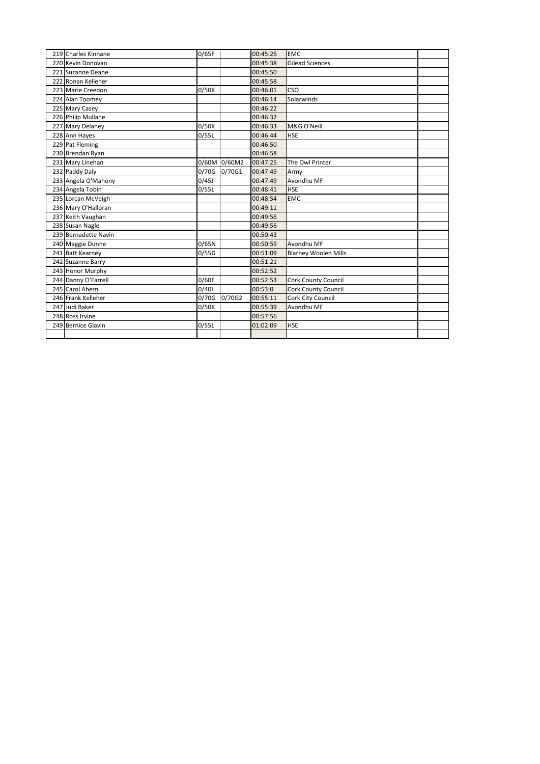| | | | | | | |
|---|---|---|---|---|---|---|
| 219 | Charles Kinnane | 0/65F | | 00:45:26 | EMC | |
| 220 | Kevin Donovan | | | 00:45:38 | Gilead Sciences | |
| 221 | Suzanne Deane | | | 00:45:50 | | |
| 222 | Ronan Kelleher | | | 00:45:58 | | |
| 223 | Marie Creedon | 0/50K | | 00:46:01 | CSO | |
| 224 | Alan Toomey | | | 00:46:14 | Solarwinds | |
| 225 | Mary Casey | | | 00:46:22 | | |
| 226 | Philip Mullane | | | 00:46:32 | | |
| 227 | Mary Delaney | 0/50K | | 00:46:33 | M&G O'Neill | |
| 228 | Ann Hayes | 0/55L | | 00:46:44 | HSE | |
| 229 | Pat Fleming | | | 00:46:50 | | |
| 230 | Brendan Ryan | | | 00:46:58 | | |
| 231 | Mary Linehan | 0/60M | 0/60M2 | 00:47:25 | The Owl Printer | |
| 232 | Paddy Daly | 0/70G | 0/70G1 | 00:47:49 | Army | |
| 233 | Angela O'Mahony | 0/45J | | 00:47:49 | Avondhu MF | |
| 234 | Angela Tobin | 0/55L | | 00:48:41 | HSE | |
| 235 | Lorcan McVeigh | | | 00:48:54 | EMC | |
| 236 | Mary O'Halloran | | | 00:49:11 | | |
| 237 | Keith Vaughan | | | 00:49:56 | | |
| 238 | Susan Nagle | | | 00:49:56 | | |
| 239 | Bernadette Navin | | | 00:50:43 | | |
| 240 | Maggie Dunne | 0/65N | | 00:50:59 | Avondhu MF | |
| 241 | Batt Kearney | 0/55D | | 00:51:09 | Blarney Woolen Mills | |
| 242 | Suzanne Barry | | | 00:51:21 | | |
| 243 | Honor Murphy | | | 00:52:52 | | |
| 244 | Danny O'Farrell | 0/60E | | 00:52:53 | Cork County Council | |
| 245 | Carol Ahern | 0/40I | | 00:53:0 | Cork County Council | |
| 246 | Frank Kelleher | 0/70G | 0/70G2 | 00:55:11 | Cork City Council | |
| 247 | Judi Baker | 0/50K | | 00:55:39 | Avondhu MF | |
| 248 | Ross Irvine | | | 00:57:56 | | |
| 249 | Bernice Glavin | 0/55L | | 01:02:09 | HSE | |